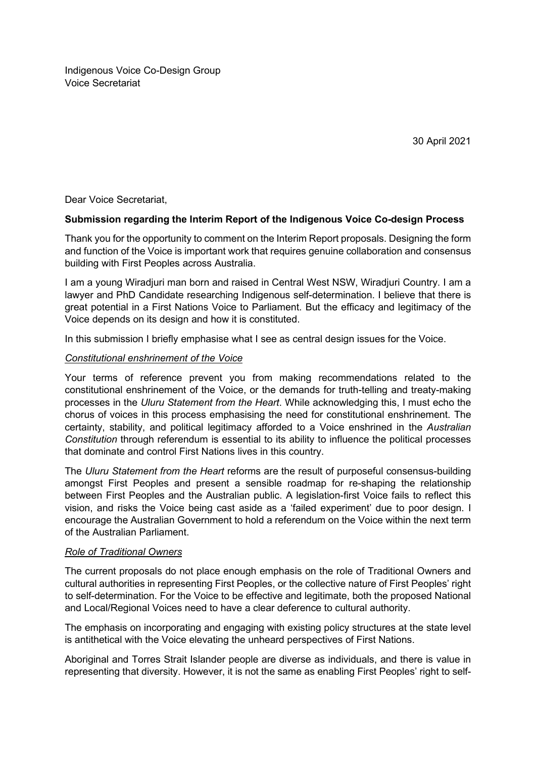Indigenous Voice Co-Design Group
Voice Secretariat

30 April 2021

Dear Voice Secretariat,

**Submission regarding the Interim Report of the Indigenous Voice Co-design Process**

Thank you for the opportunity to comment on the Interim Report proposals. Designing the form and function of the Voice is important work that requires genuine collaboration and consensus building with First Peoples across Australia.

I am a young Wiradjuri man born and raised in Central West NSW, Wiradjuri Country. I am a lawyer and PhD Candidate researching Indigenous self-determination. I believe that there is great potential in a First Nations Voice to Parliament. But the efficacy and legitimacy of the Voice depends on its design and how it is constituted.

In this submission I briefly emphasise what I see as central design issues for the Voice.

*Constitutional enshrinement of the Voice*

Your terms of reference prevent you from making recommendations related to the constitutional enshrinement of the Voice, or the demands for truth-telling and treaty-making processes in the *Uluru Statement from the Heart*. While acknowledging this, I must echo the chorus of voices in this process emphasising the need for constitutional enshrinement. The certainty, stability, and political legitimacy afforded to a Voice enshrined in the *Australian Constitution* through referendum is essential to its ability to influence the political processes that dominate and control First Nations lives in this country.

The *Uluru Statement from the Heart* reforms are the result of purposeful consensus-building amongst First Peoples and present a sensible roadmap for re-shaping the relationship between First Peoples and the Australian public. A legislation-first Voice fails to reflect this vision, and risks the Voice being cast aside as a 'failed experiment' due to poor design. I encourage the Australian Government to hold a referendum on the Voice within the next term of the Australian Parliament.

*Role of Traditional Owners*

The current proposals do not place enough emphasis on the role of Traditional Owners and cultural authorities in representing First Peoples, or the collective nature of First Peoples' right to self-determination. For the Voice to be effective and legitimate, both the proposed National and Local/Regional Voices need to have a clear deference to cultural authority.

The emphasis on incorporating and engaging with existing policy structures at the state level is antithetical with the Voice elevating the unheard perspectives of First Nations.

Aboriginal and Torres Strait Islander people are diverse as individuals, and there is value in representing that diversity. However, it is not the same as enabling First Peoples' right to self-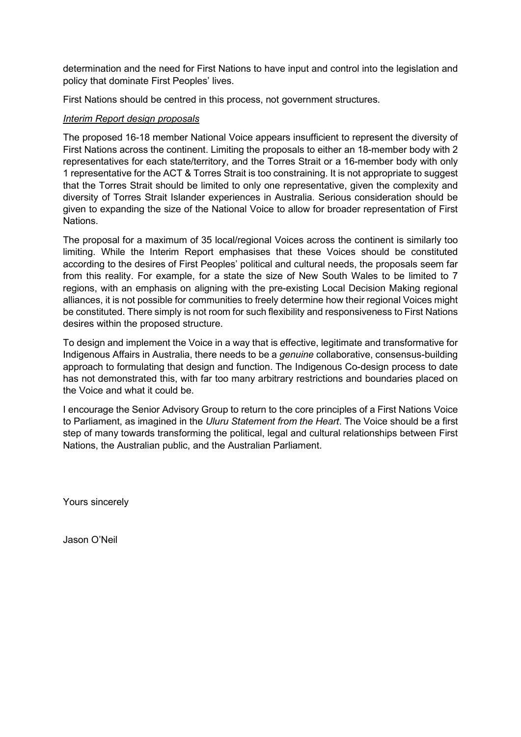determination and the need for First Nations to have input and control into the legislation and policy that dominate First Peoples' lives.

First Nations should be centred in this process, not government structures.

*Interim Report design proposals*

The proposed 16-18 member National Voice appears insufficient to represent the diversity of First Nations across the continent. Limiting the proposals to either an 18-member body with 2 representatives for each state/territory, and the Torres Strait or a 16-member body with only 1 representative for the ACT & Torres Strait is too constraining. It is not appropriate to suggest that the Torres Strait should be limited to only one representative, given the complexity and diversity of Torres Strait Islander experiences in Australia. Serious consideration should be given to expanding the size of the National Voice to allow for broader representation of First Nations.

The proposal for a maximum of 35 local/regional Voices across the continent is similarly too limiting. While the Interim Report emphasises that these Voices should be constituted according to the desires of First Peoples' political and cultural needs, the proposals seem far from this reality. For example, for a state the size of New South Wales to be limited to 7 regions, with an emphasis on aligning with the pre-existing Local Decision Making regional alliances, it is not possible for communities to freely determine how their regional Voices might be constituted. There simply is not room for such flexibility and responsiveness to First Nations desires within the proposed structure.

To design and implement the Voice in a way that is effective, legitimate and transformative for Indigenous Affairs in Australia, there needs to be a *genuine* collaborative, consensus-building approach to formulating that design and function. The Indigenous Co-design process to date has not demonstrated this, with far too many arbitrary restrictions and boundaries placed on the Voice and what it could be.

I encourage the Senior Advisory Group to return to the core principles of a First Nations Voice to Parliament, as imagined in the *Uluru Statement from the Heart*. The Voice should be a first step of many towards transforming the political, legal and cultural relationships between First Nations, the Australian public, and the Australian Parliament.

Yours sincerely

Jason O'Neil